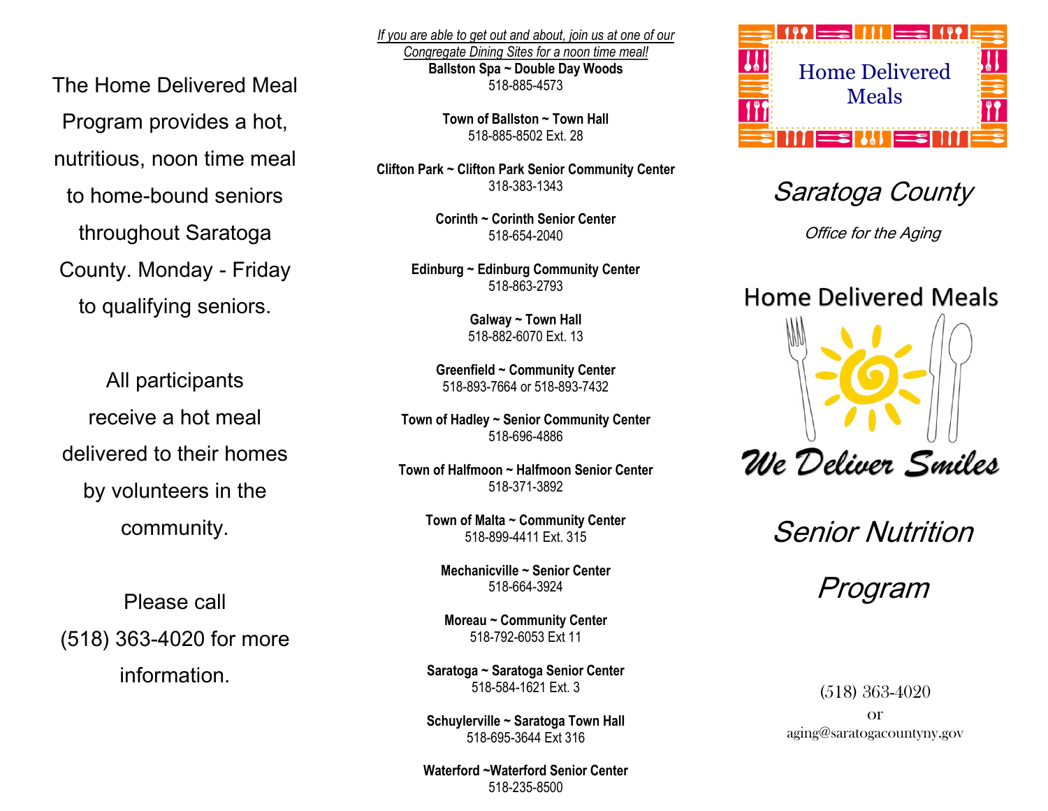The Home Delivered Meal Program provides a hot, nutritious, noon time meal to home-bound seniors throughout Saratoga County. Monday - Friday to qualifying seniors.

All participants receive a hot meal delivered to their homes by volunteers in the community.

Please call (518) 363-4020 for more information.

*If you are able to get out and about, join us at one of our Congregate Dining Sites for a noon time meal!*

**Ballston Spa ~ Double Day Woods**
518-885-4573

**Town of Ballston ~ Town Hall**
518-885-8502 Ext. 28

**Clifton Park ~ Clifton Park Senior Community Center**
318-383-1343

**Corinth ~ Corinth Senior Center**
518-654-2040

**Edinburg ~ Edinburg Community Center**
518-863-2793

**Galway ~ Town Hall**
518-882-6070 Ext. 13

**Greenfield ~ Community Center**
518-893-7664 or 518-893-7432

**Town of Hadley ~ Senior Community Center**
518-696-4886

**Town of Halfmoon ~ Halfmoon Senior Center**
518-371-3892

**Town of Malta ~ Community Center**
518-899-4411 Ext. 315

**Mechanicville ~ Senior Center**
518-664-3924

**Moreau ~ Community Center**
518-792-6053 Ext 11

**Saratoga ~ Saratoga Senior Center**
518-584-1621 Ext. 3

**Schuylerville ~ Saratoga Town Hall**
518-695-3644 Ext 316

**Waterford ~Waterford Senior Center**
518-235-8500

# Home Delivered Meals

## *Saratoga County*

*Office for the Aging*

## Home Delivered Meals

***We Deliver Smiles***

# *Senior Nutrition Program*

(518) 363-4020
or
aging@saratogacountyny.gov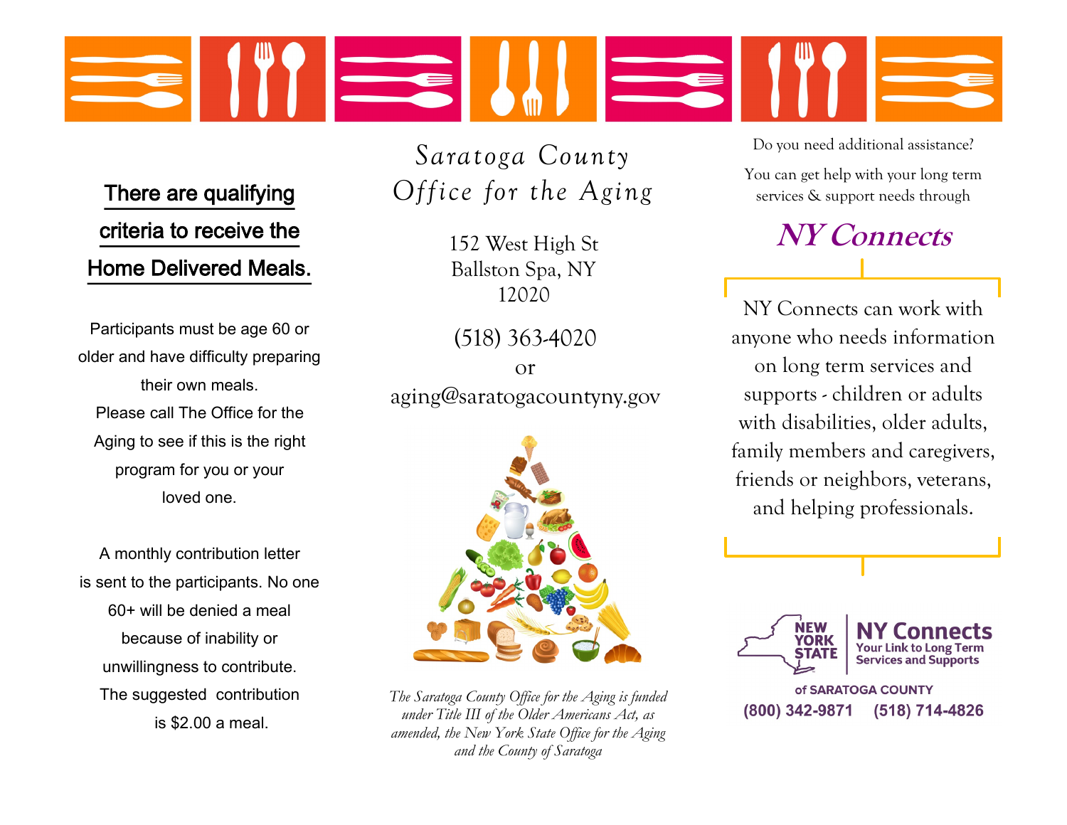## There are qualifying criteria to receive the Home Delivered Meals.

Participants must be age 60 or older and have difficulty preparing their own meals. Please call The Office for the Aging to see if this is the right program for you or your loved one.

A monthly contribution letter is sent to the participants. No one 60+ will be denied a meal because of inability or unwillingness to contribute. The suggested contribution is $2.00 a meal.

# Saratoga County Office for the Aging

152 West High St
Ballston Spa, NY
12020

(518) 363-4020
or
aging@saratogacountyny.gov

*The Saratoga County Office for the Aging is funded under Title III of the Older Americans Act, as amended, the New York State Office for the Aging and the County of Saratoga*

Do you need additional assistance?

You can get help with your long term services & support needs through

## *NY Connects*

NY Connects can work with anyone who needs information on long term services and supports - children or adults with disabilities, older adults, family members and caregivers, friends or neighbors, veterans, and helping professionals.

NEW YORK STATE **NY Connects** Your Link to Long Term Services and Supports

of SARATOGA COUNTY

(800) 342-9871 (518) 714-4826